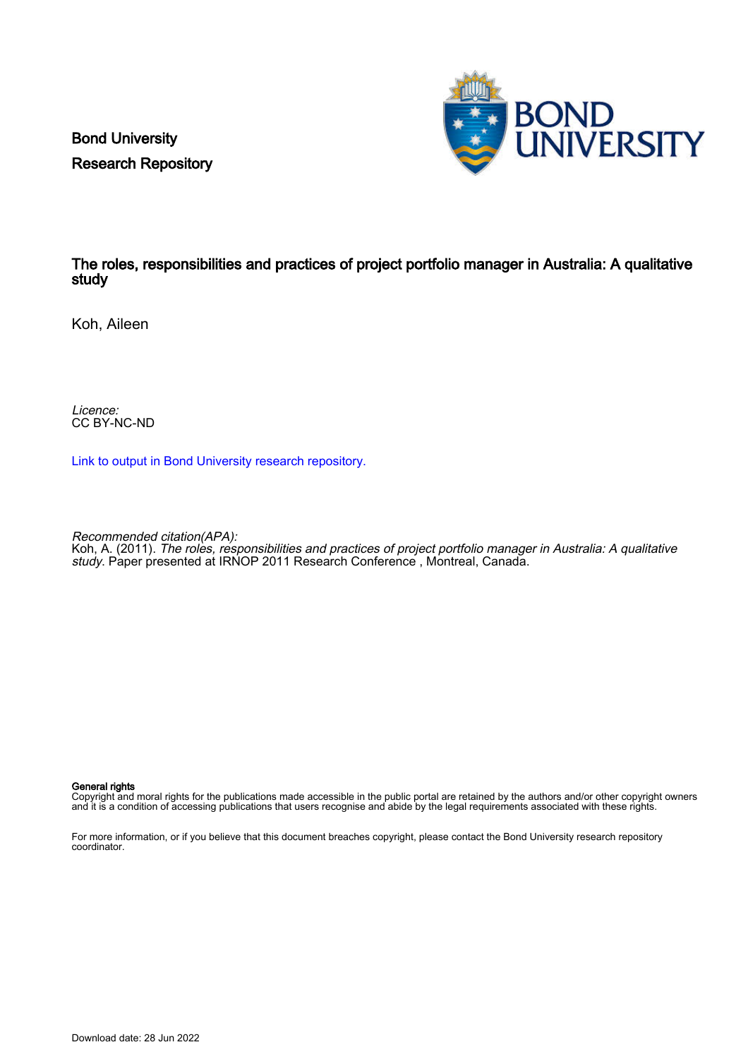Bond University
Research Repository

# The roles, responsibilities and practices of project portfolio manager in Australia: A qualitative study

Koh, Aileen

*Licence:*
CC BY-NC-ND

Link to output in Bond University research repository.

*Recommended citation(APA):*
Koh, A. (2011). *The roles, responsibilities and practices of project portfolio manager in Australia: A qualitative study*. Paper presented at IRNOP 2011 Research Conference , Montreal, Canada.

**General rights**
Copyright and moral rights for the publications made accessible in the public portal are retained by the authors and/or other copyright owners and it is a condition of accessing publications that users recognise and abide by the legal requirements associated with these rights.

For more information, or if you believe that this document breaches copyright, please contact the Bond University research repository coordinator.

Download date: 28 Jun 2022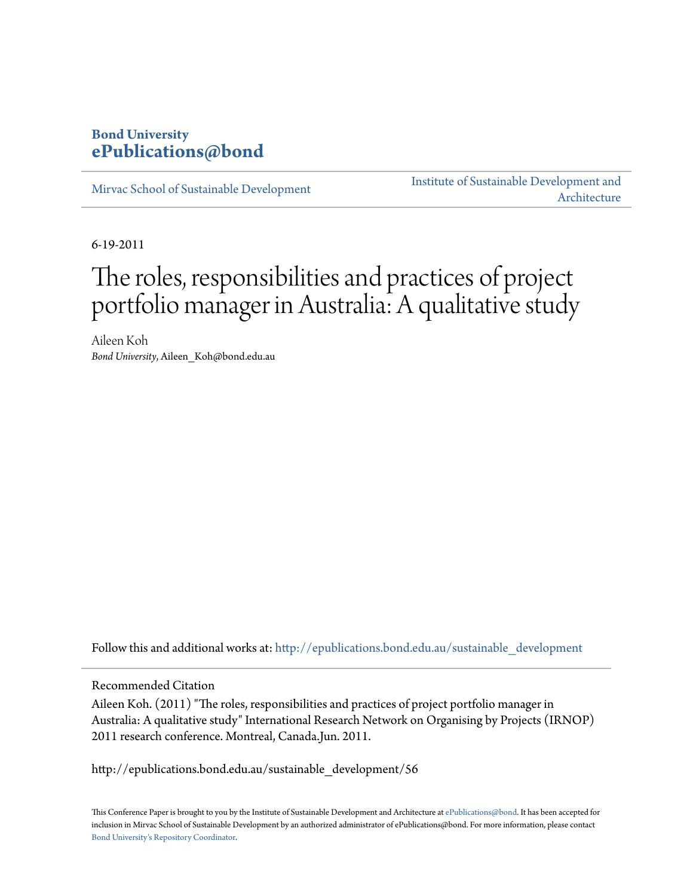Bond University
ePublications@bond

Mirvac School of Sustainable Development

Institute of Sustainable Development and Architecture

6-19-2011

# The roles, responsibilities and practices of project portfolio manager in Australia: A qualitative study

Aileen Koh
*Bond University*, Aileen_Koh@bond.edu.au

Follow this and additional works at: http://epublications.bond.edu.au/sustainable_development

Recommended Citation

Aileen Koh. (2011) "The roles, responsibilities and practices of project portfolio manager in Australia: A qualitative study" International Research Network on Organising by Projects (IRNOP) 2011 research conference. Montreal, Canada.Jun. 2011.

http://epublications.bond.edu.au/sustainable_development/56

This Conference Paper is brought to you by the Institute of Sustainable Development and Architecture at ePublications@bond. It has been accepted for inclusion in Mirvac School of Sustainable Development by an authorized administrator of ePublications@bond. For more information, please contact Bond University's Repository Coordinator.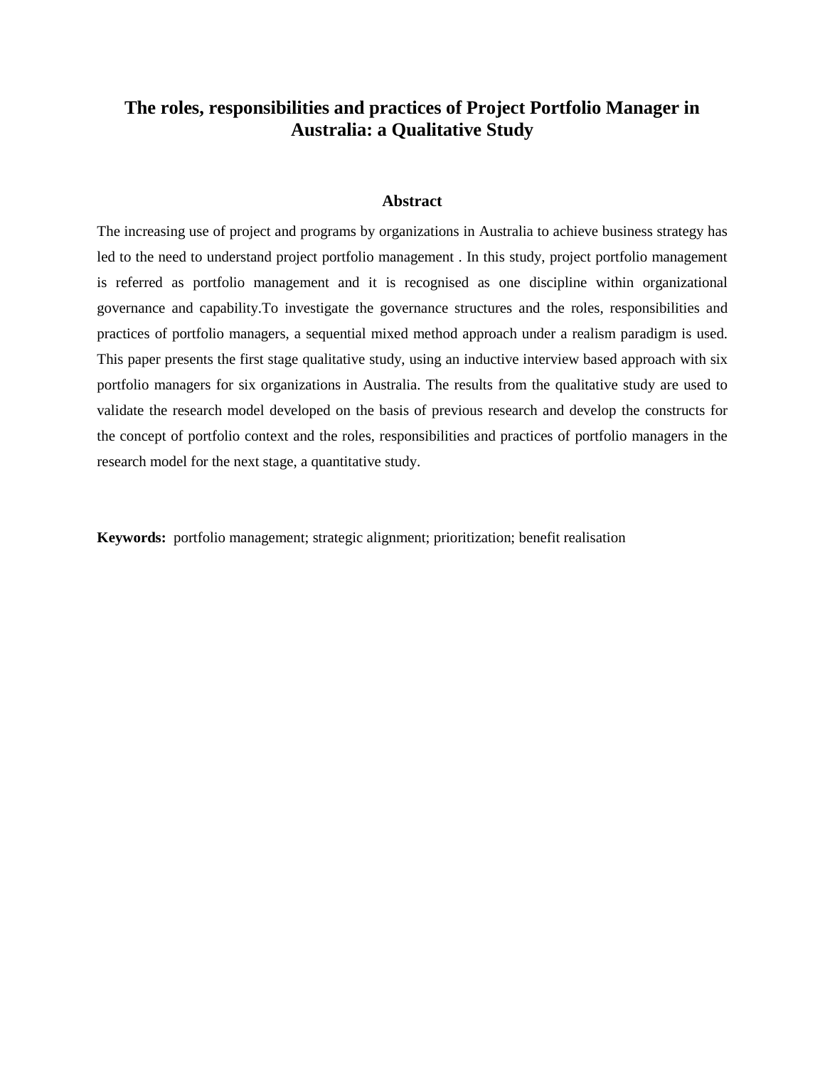# The roles, responsibilities and practices of Project Portfolio Manager in Australia: a Qualitative Study

## Abstract

The increasing use of project and programs by organizations in Australia to achieve business strategy has led to the need to understand project portfolio management . In this study, project portfolio management is referred as portfolio management and it is recognised as one discipline within organizational governance and capability.To investigate the governance structures and the roles, responsibilities and practices of portfolio managers, a sequential mixed method approach under a realism paradigm is used. This paper presents the first stage qualitative study, using an inductive interview based approach with six portfolio managers for six organizations in Australia. The results from the qualitative study are used to validate the research model developed on the basis of previous research and develop the constructs for the concept of portfolio context and the roles, responsibilities and practices of portfolio managers in the research model for the next stage, a quantitative study.

**Keywords:** portfolio management; strategic alignment; prioritization; benefit realisation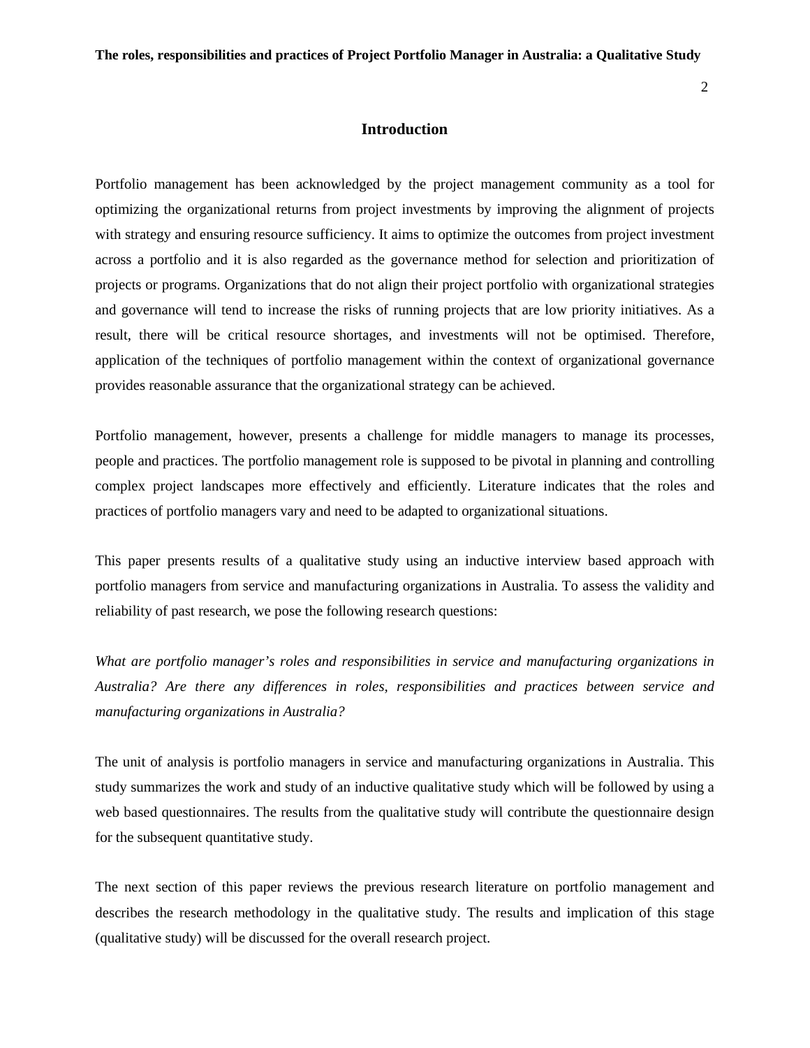## Introduction

Portfolio management has been acknowledged by the project management community as a tool for optimizing the organizational returns from project investments by improving the alignment of projects with strategy and ensuring resource sufficiency. It aims to optimize the outcomes from project investment across a portfolio and it is also regarded as the governance method for selection and prioritization of projects or programs. Organizations that do not align their project portfolio with organizational strategies and governance will tend to increase the risks of running projects that are low priority initiatives. As a result, there will be critical resource shortages, and investments will not be optimised. Therefore, application of the techniques of portfolio management within the context of organizational governance provides reasonable assurance that the organizational strategy can be achieved.

Portfolio management, however, presents a challenge for middle managers to manage its processes, people and practices. The portfolio management role is supposed to be pivotal in planning and controlling complex project landscapes more effectively and efficiently. Literature indicates that the roles and practices of portfolio managers vary and need to be adapted to organizational situations.

This paper presents results of a qualitative study using an inductive interview based approach with portfolio managers from service and manufacturing organizations in Australia. To assess the validity and reliability of past research, we pose the following research questions:

*What are portfolio manager's roles and responsibilities in service and manufacturing organizations in Australia? Are there any differences in roles, responsibilities and practices between service and manufacturing organizations in Australia?*

The unit of analysis is portfolio managers in service and manufacturing organizations in Australia. This study summarizes the work and study of an inductive qualitative study which will be followed by using a web based questionnaires. The results from the qualitative study will contribute the questionnaire design for the subsequent quantitative study.

The next section of this paper reviews the previous research literature on portfolio management and describes the research methodology in the qualitative study. The results and implication of this stage (qualitative study) will be discussed for the overall research project.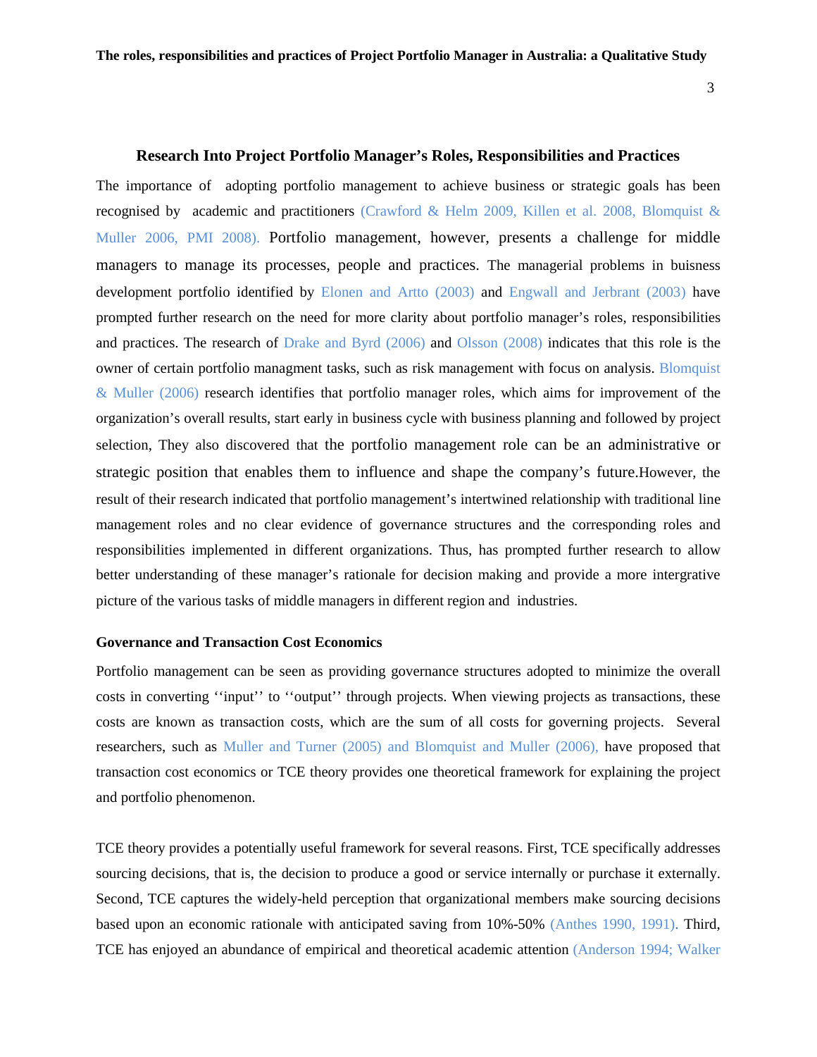## Research Into Project Portfolio Manager's Roles, Responsibilities and Practices

The importance of adopting portfolio management to achieve business or strategic goals has been recognised by academic and practitioners (Crawford & Helm 2009, Killen et al. 2008, Blomquist & Muller 2006, PMI 2008). Portfolio management, however, presents a challenge for middle managers to manage its processes, people and practices. The managerial problems in buisness development portfolio identified by Elonen and Artto (2003) and Engwall and Jerbrant (2003) have prompted further research on the need for more clarity about portfolio manager's roles, responsibilities and practices. The research of Drake and Byrd (2006) and Olsson (2008) indicates that this role is the owner of certain portfolio managment tasks, such as risk management with focus on analysis. Blomquist & Muller (2006) research identifies that portfolio manager roles, which aims for improvement of the organization's overall results, start early in business cycle with business planning and followed by project selection, They also discovered that the portfolio management role can be an administrative or strategic position that enables them to influence and shape the company's future.However, the result of their research indicated that portfolio management's intertwined relationship with traditional line management roles and no clear evidence of governance structures and the corresponding roles and responsibilities implemented in different organizations. Thus, has prompted further research to allow better understanding of these manager's rationale for decision making and provide a more intergrative picture of the various tasks of middle managers in different region and industries.

### Governance and Transaction Cost Economics

Portfolio management can be seen as providing governance structures adopted to minimize the overall costs in converting ''input'' to ''output'' through projects. When viewing projects as transactions, these costs are known as transaction costs, which are the sum of all costs for governing projects. Several researchers, such as Muller and Turner (2005) and Blomquist and Muller (2006), have proposed that transaction cost economics or TCE theory provides one theoretical framework for explaining the project and portfolio phenomenon.

TCE theory provides a potentially useful framework for several reasons. First, TCE specifically addresses sourcing decisions, that is, the decision to produce a good or service internally or purchase it externally. Second, TCE captures the widely-held perception that organizational members make sourcing decisions based upon an economic rationale with anticipated saving from 10%-50% (Anthes 1990, 1991). Third, TCE has enjoyed an abundance of empirical and theoretical academic attention (Anderson 1994; Walker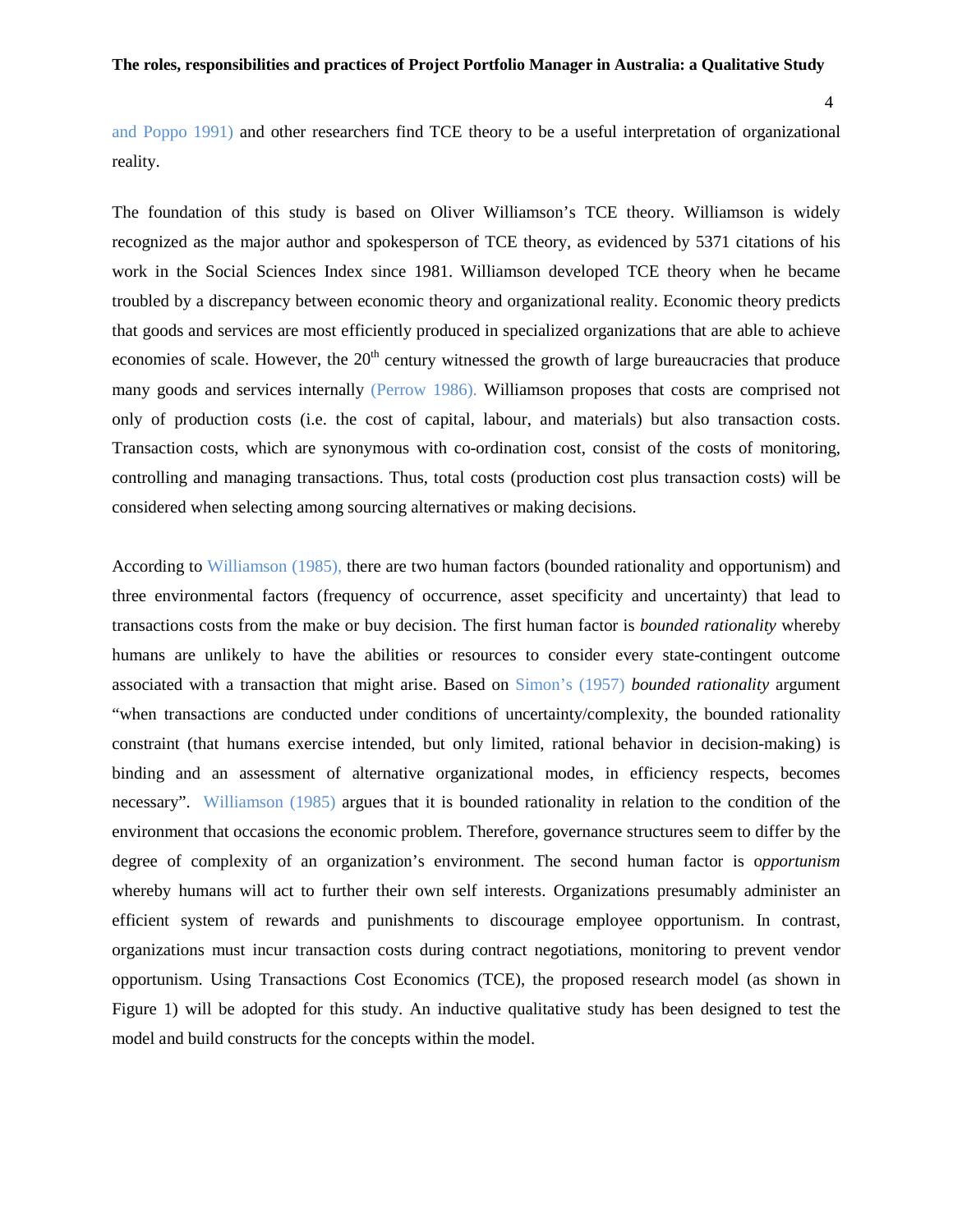and Poppo 1991) and other researchers find TCE theory to be a useful interpretation of organizational reality.

The foundation of this study is based on Oliver Williamson's TCE theory. Williamson is widely recognized as the major author and spokesperson of TCE theory, as evidenced by 5371 citations of his work in the Social Sciences Index since 1981. Williamson developed TCE theory when he became troubled by a discrepancy between economic theory and organizational reality. Economic theory predicts that goods and services are most efficiently produced in specialized organizations that are able to achieve economies of scale. However, the 20th century witnessed the growth of large bureaucracies that produce many goods and services internally (Perrow 1986). Williamson proposes that costs are comprised not only of production costs (i.e. the cost of capital, labour, and materials) but also transaction costs. Transaction costs, which are synonymous with co-ordination cost, consist of the costs of monitoring, controlling and managing transactions. Thus, total costs (production cost plus transaction costs) will be considered when selecting among sourcing alternatives or making decisions.

According to Williamson (1985), there are two human factors (bounded rationality and opportunism) and three environmental factors (frequency of occurrence, asset specificity and uncertainty) that lead to transactions costs from the make or buy decision. The first human factor is *bounded rationality* whereby humans are unlikely to have the abilities or resources to consider every state-contingent outcome associated with a transaction that might arise. Based on Simon's (1957) *bounded rationality* argument "when transactions are conducted under conditions of uncertainty/complexity, the bounded rationality constraint (that humans exercise intended, but only limited, rational behavior in decision-making) is binding and an assessment of alternative organizational modes, in efficiency respects, becomes necessary". Williamson (1985) argues that it is bounded rationality in relation to the condition of the environment that occasions the economic problem. Therefore, governance structures seem to differ by the degree of complexity of an organization's environment. The second human factor is o*pportunism* whereby humans will act to further their own self interests. Organizations presumably administer an efficient system of rewards and punishments to discourage employee opportunism. In contrast, organizations must incur transaction costs during contract negotiations, monitoring to prevent vendor opportunism. Using Transactions Cost Economics (TCE), the proposed research model (as shown in Figure 1) will be adopted for this study. An inductive qualitative study has been designed to test the model and build constructs for the concepts within the model.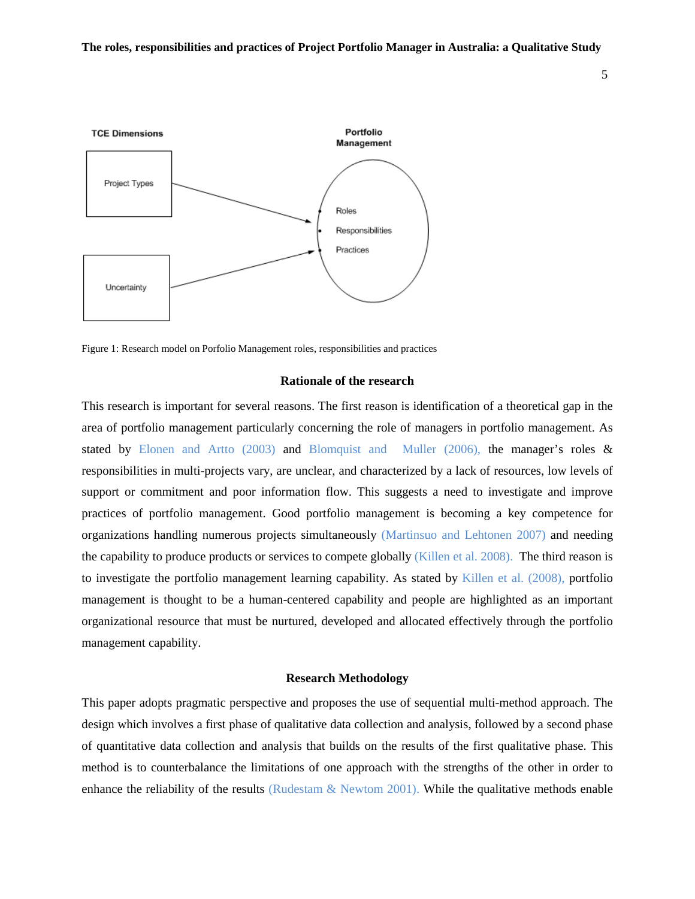TCE Dimensions

Project Types

Uncertainty

Portfolio Management

Roles

Responsibilities

Practices

Figure 1: Research model on Porfolio Management roles, responsibilities and practices

## Rationale of the research

This research is important for several reasons. The first reason is identification of a theoretical gap in the area of portfolio management particularly concerning the role of managers in portfolio management. As stated by Elonen and Artto (2003) and Blomquist and Muller (2006), the manager's roles & responsibilities in multi-projects vary, are unclear, and characterized by a lack of resources, low levels of support or commitment and poor information flow. This suggests a need to investigate and improve practices of portfolio management. Good portfolio management is becoming a key competence for organizations handling numerous projects simultaneously (Martinsuo and Lehtonen 2007) and needing the capability to produce products or services to compete globally (Killen et al. 2008). The third reason is to investigate the portfolio management learning capability. As stated by Killen et al. (2008), portfolio management is thought to be a human-centered capability and people are highlighted as an important organizational resource that must be nurtured, developed and allocated effectively through the portfolio management capability.

## Research Methodology

This paper adopts pragmatic perspective and proposes the use of sequential multi-method approach. The design which involves a first phase of qualitative data collection and analysis, followed by a second phase of quantitative data collection and analysis that builds on the results of the first qualitative phase. This method is to counterbalance the limitations of one approach with the strengths of the other in order to enhance the reliability of the results (Rudestam & Newtom 2001). While the qualitative methods enable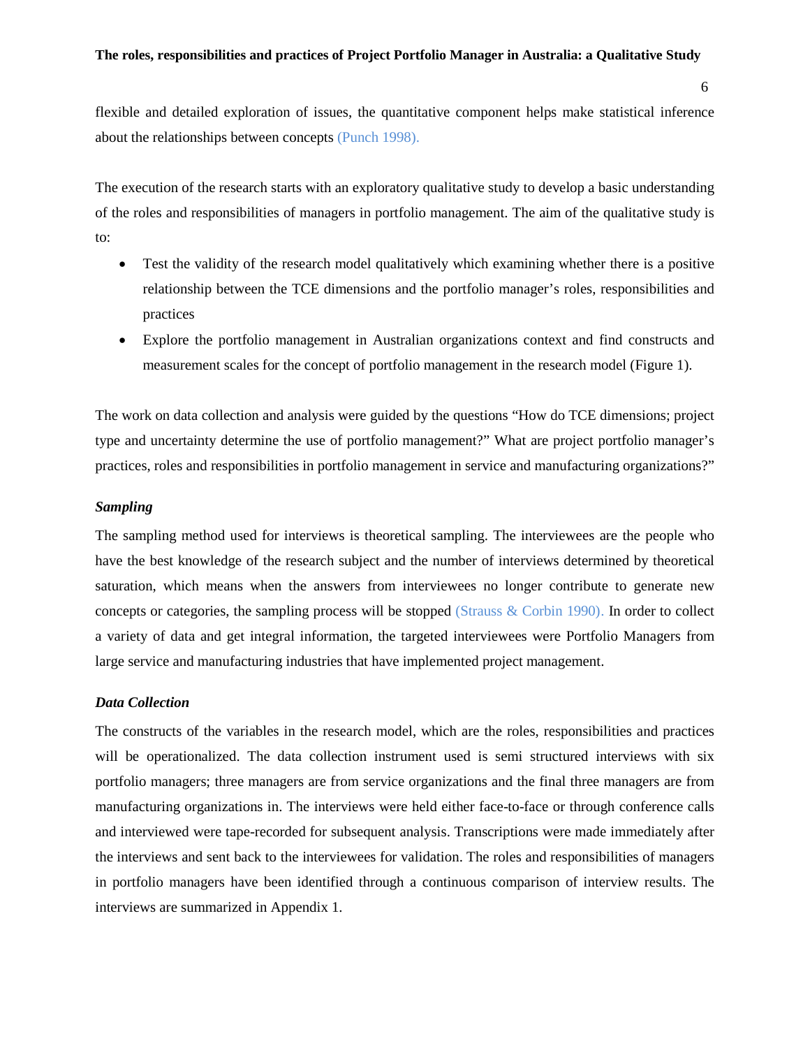flexible and detailed exploration of issues, the quantitative component helps make statistical inference about the relationships between concepts (Punch 1998).

The execution of the research starts with an exploratory qualitative study to develop a basic understanding of the roles and responsibilities of managers in portfolio management. The aim of the qualitative study is to:

- Test the validity of the research model qualitatively which examining whether there is a positive relationship between the TCE dimensions and the portfolio manager's roles, responsibilities and practices
- Explore the portfolio management in Australian organizations context and find constructs and measurement scales for the concept of portfolio management in the research model (Figure 1).

The work on data collection and analysis were guided by the questions "How do TCE dimensions; project type and uncertainty determine the use of portfolio management?" What are project portfolio manager's practices, roles and responsibilities in portfolio management in service and manufacturing organizations?"

### *Sampling*

The sampling method used for interviews is theoretical sampling. The interviewees are the people who have the best knowledge of the research subject and the number of interviews determined by theoretical saturation, which means when the answers from interviewees no longer contribute to generate new concepts or categories, the sampling process will be stopped (Strauss & Corbin 1990). In order to collect a variety of data and get integral information, the targeted interviewees were Portfolio Managers from large service and manufacturing industries that have implemented project management.

### *Data Collection*

The constructs of the variables in the research model, which are the roles, responsibilities and practices will be operationalized. The data collection instrument used is semi structured interviews with six portfolio managers; three managers are from service organizations and the final three managers are from manufacturing organizations in. The interviews were held either face-to-face or through conference calls and interviewed were tape-recorded for subsequent analysis. Transcriptions were made immediately after the interviews and sent back to the interviewees for validation. The roles and responsibilities of managers in portfolio managers have been identified through a continuous comparison of interview results. The interviews are summarized in Appendix 1.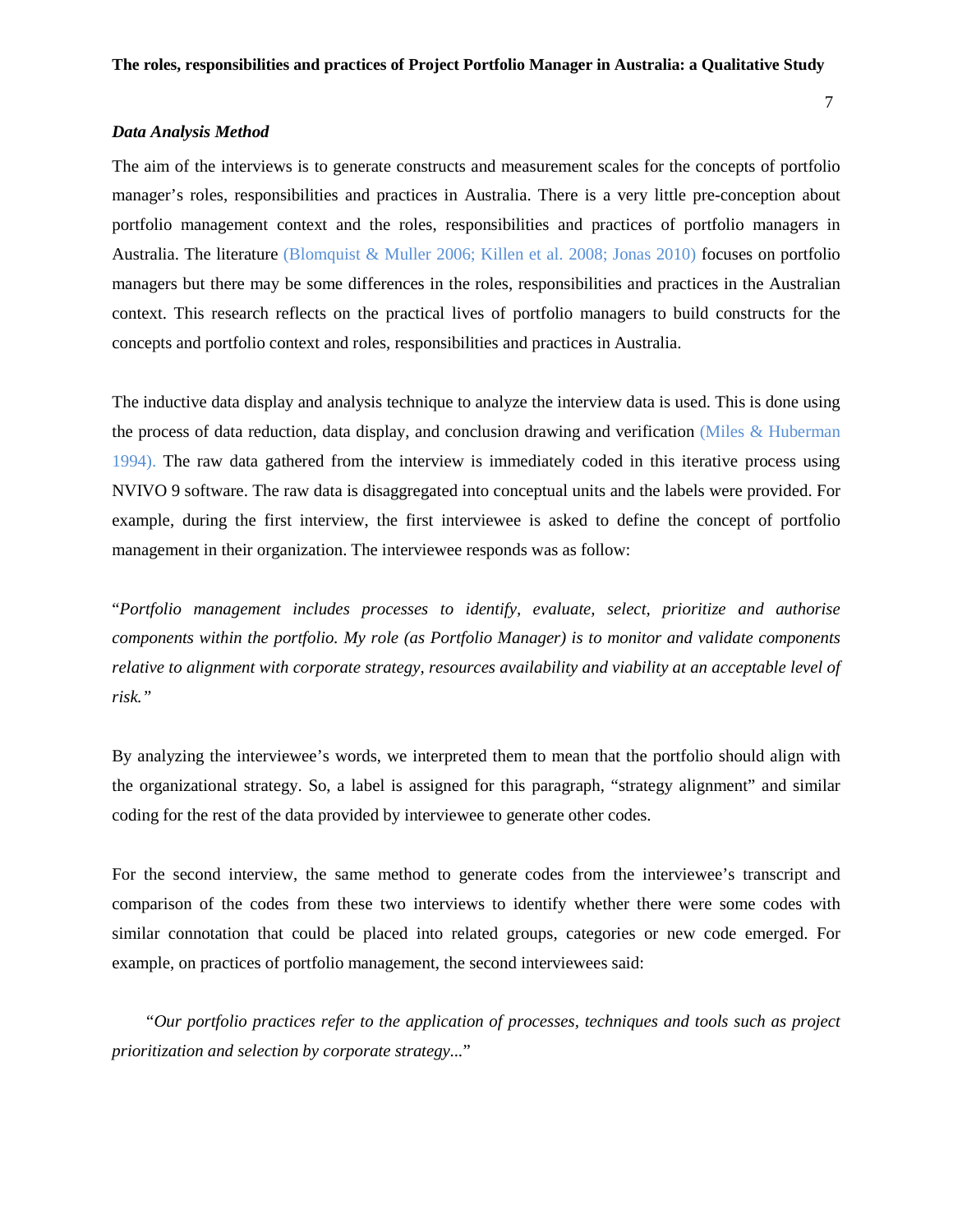### *Data Analysis Method*

The aim of the interviews is to generate constructs and measurement scales for the concepts of portfolio manager's roles, responsibilities and practices in Australia. There is a very little pre-conception about portfolio management context and the roles, responsibilities and practices of portfolio managers in Australia. The literature (Blomquist & Muller 2006; Killen et al. 2008; Jonas 2010) focuses on portfolio managers but there may be some differences in the roles, responsibilities and practices in the Australian context. This research reflects on the practical lives of portfolio managers to build constructs for the concepts and portfolio context and roles, responsibilities and practices in Australia.

The inductive data display and analysis technique to analyze the interview data is used. This is done using the process of data reduction, data display, and conclusion drawing and verification (Miles & Huberman 1994). The raw data gathered from the interview is immediately coded in this iterative process using NVIVO 9 software. The raw data is disaggregated into conceptual units and the labels were provided. For example, during the first interview, the first interviewee is asked to define the concept of portfolio management in their organization. The interviewee responds was as follow:

"*Portfolio management includes processes to identify, evaluate, select, prioritize and authorise components within the portfolio. My role (as Portfolio Manager) is to monitor and validate components relative to alignment with corporate strategy, resources availability and viability at an acceptable level of risk."*

By analyzing the interviewee's words, we interpreted them to mean that the portfolio should align with the organizational strategy. So, a label is assigned for this paragraph, "strategy alignment" and similar coding for the rest of the data provided by interviewee to generate other codes.

For the second interview, the same method to generate codes from the interviewee's transcript and comparison of the codes from these two interviews to identify whether there were some codes with similar connotation that could be placed into related groups, categories or new code emerged. For example, on practices of portfolio management, the second interviewees said:

"*Our portfolio practices refer to the application of processes, techniques and tools such as project prioritization and selection by corporate strategy...*"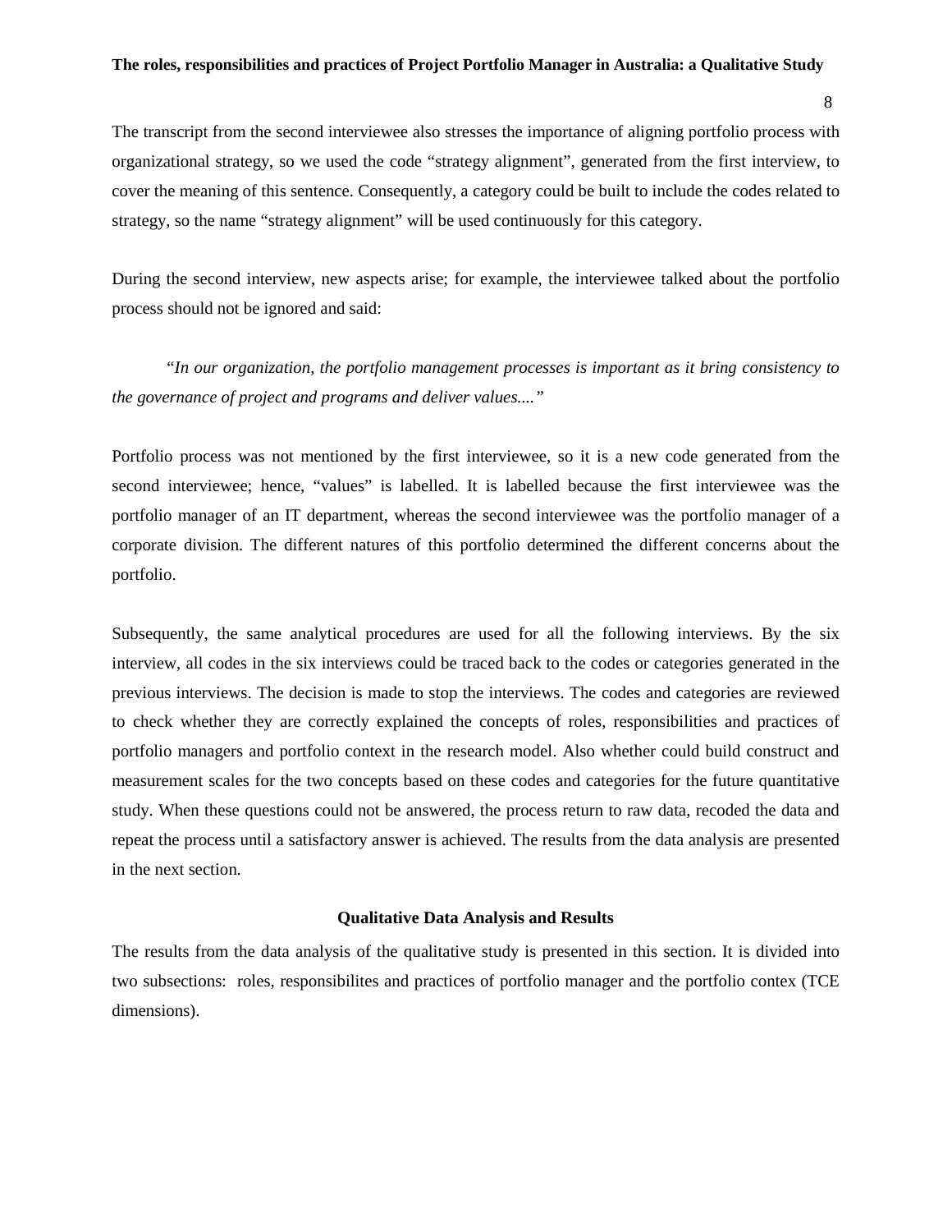The transcript from the second interviewee also stresses the importance of aligning portfolio process with organizational strategy, so we used the code "strategy alignment", generated from the first interview, to cover the meaning of this sentence. Consequently, a category could be built to include the codes related to strategy, so the name "strategy alignment" will be used continuously for this category.

During the second interview, new aspects arise; for example, the interviewee talked about the portfolio process should not be ignored and said:

*"In our organization, the portfolio management processes is important as it bring consistency to the governance of project and programs and deliver values...."*

Portfolio process was not mentioned by the first interviewee, so it is a new code generated from the second interviewee; hence, "values" is labelled. It is labelled because the first interviewee was the portfolio manager of an IT department, whereas the second interviewee was the portfolio manager of a corporate division. The different natures of this portfolio determined the different concerns about the portfolio.

Subsequently, the same analytical procedures are used for all the following interviews. By the six interview, all codes in the six interviews could be traced back to the codes or categories generated in the previous interviews. The decision is made to stop the interviews. The codes and categories are reviewed to check whether they are correctly explained the concepts of roles, responsibilities and practices of portfolio managers and portfolio context in the research model. Also whether could build construct and measurement scales for the two concepts based on these codes and categories for the future quantitative study. When these questions could not be answered, the process return to raw data, recoded the data and repeat the process until a satisfactory answer is achieved. The results from the data analysis are presented in the next section.

## Qualitative Data Analysis and Results

The results from the data analysis of the qualitative study is presented in this section. It is divided into two subsections: roles, responsibilites and practices of portfolio manager and the portfolio contex (TCE dimensions).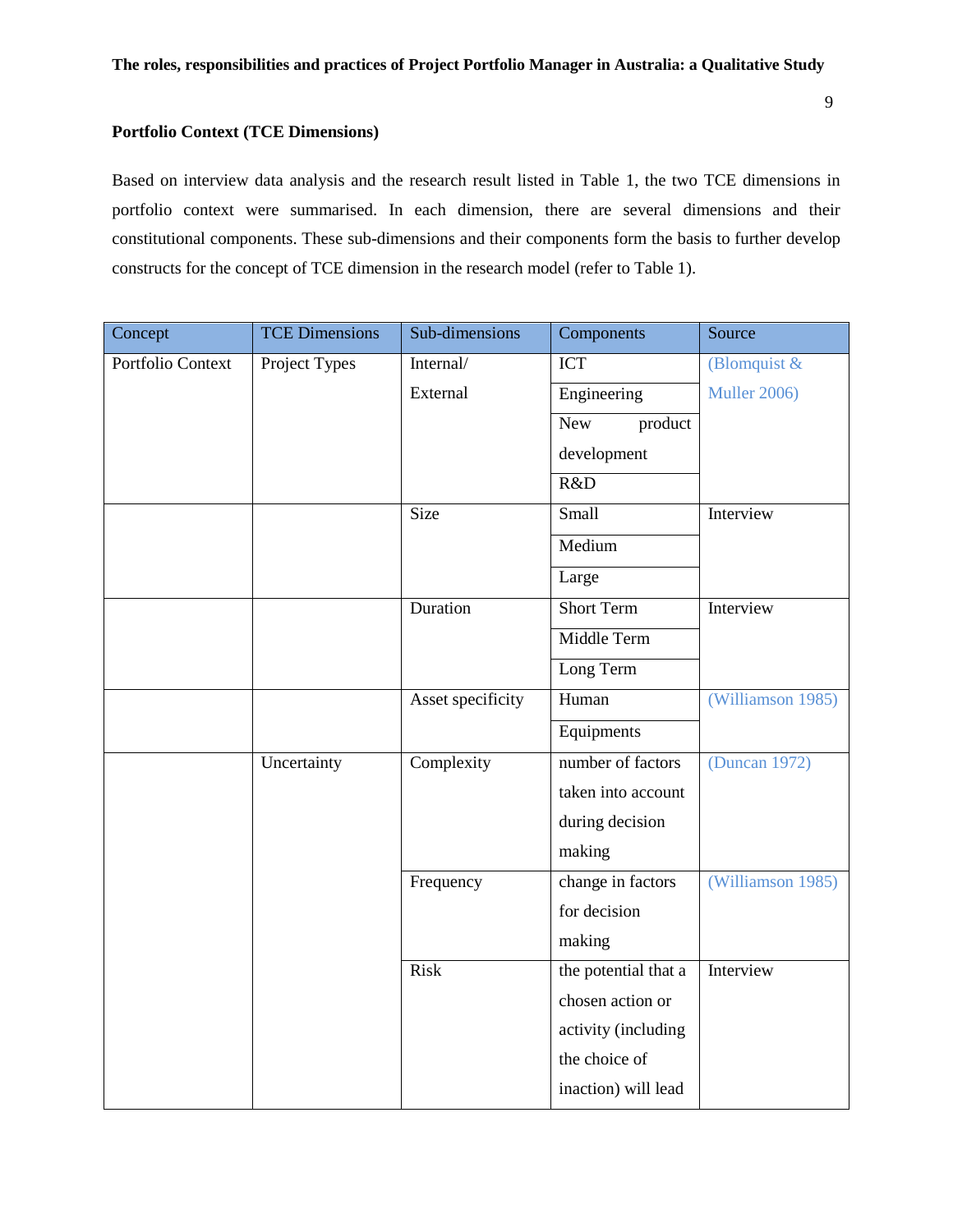**Portfolio Context (TCE Dimensions)**

Based on interview data analysis and the research result listed in Table 1, the two TCE dimensions in portfolio context were summarised. In each dimension, there are several dimensions and their constitutional components. These sub-dimensions and their components form the basis to further develop constructs for the concept of TCE dimension in the research model (refer to Table 1).

| Concept | TCE Dimensions | Sub-dimensions | Components | Source |
|---|---|---|---|---|
| Portfolio Context | Project Types | Internal/ External | ICT | (Blomquist & Muller 2006) |
| | | | Engineering | |
| | | | New product development | |
| | | | R&D | |
| | | Size | Small | Interview |
| | | | Medium | |
| | | | Large | |
| | | Duration | Short Term | Interview |
| | | | Middle Term | |
| | | | Long Term | |
| | | Asset specificity | Human | (Williamson 1985) |
| | | | Equipments | |
| | Uncertainty | Complexity | number of factors taken into account during decision making | (Duncan 1972) |
| | | Frequency | change in factors for decision making | (Williamson 1985) |
| | | Risk | the potential that a chosen action or activity (including the choice of inaction) will lead | Interview |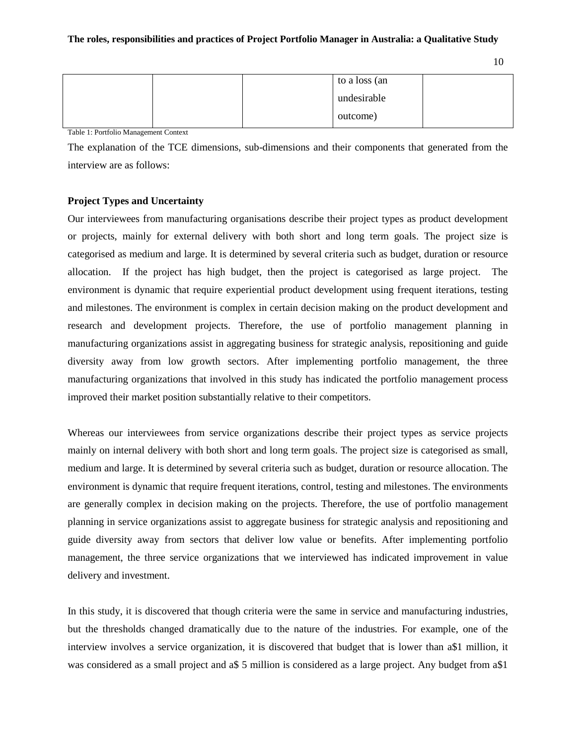| | | | to a loss (an undesirable outcome) | |
|---|---|---|---|---|

Table 1: Portfolio Management Context

The explanation of the TCE dimensions, sub-dimensions and their components that generated from the interview are as follows:

**Project Types and Uncertainty**

Our interviewees from manufacturing organisations describe their project types as product development or projects, mainly for external delivery with both short and long term goals. The project size is categorised as medium and large. It is determined by several criteria such as budget, duration or resource allocation. If the project has high budget, then the project is categorised as large project. The environment is dynamic that require experiential product development using frequent iterations, testing and milestones. The environment is complex in certain decision making on the product development and research and development projects. Therefore, the use of portfolio management planning in manufacturing organizations assist in aggregating business for strategic analysis, repositioning and guide diversity away from low growth sectors. After implementing portfolio management, the three manufacturing organizations that involved in this study has indicated the portfolio management process improved their market position substantially relative to their competitors.

Whereas our interviewees from service organizations describe their project types as service projects mainly on internal delivery with both short and long term goals. The project size is categorised as small, medium and large. It is determined by several criteria such as budget, duration or resource allocation. The environment is dynamic that require frequent iterations, control, testing and milestones. The environments are generally complex in decision making on the projects. Therefore, the use of portfolio management planning in service organizations assist to aggregate business for strategic analysis and repositioning and guide diversity away from sectors that deliver low value or benefits. After implementing portfolio management, the three service organizations that we interviewed has indicated improvement in value delivery and investment.

In this study, it is discovered that though criteria were the same in service and manufacturing industries, but the thresholds changed dramatically due to the nature of the industries. For example, one of the interview involves a service organization, it is discovered that budget that is lower than a$1 million, it was considered as a small project and a$ 5 million is considered as a large project. Any budget from a$1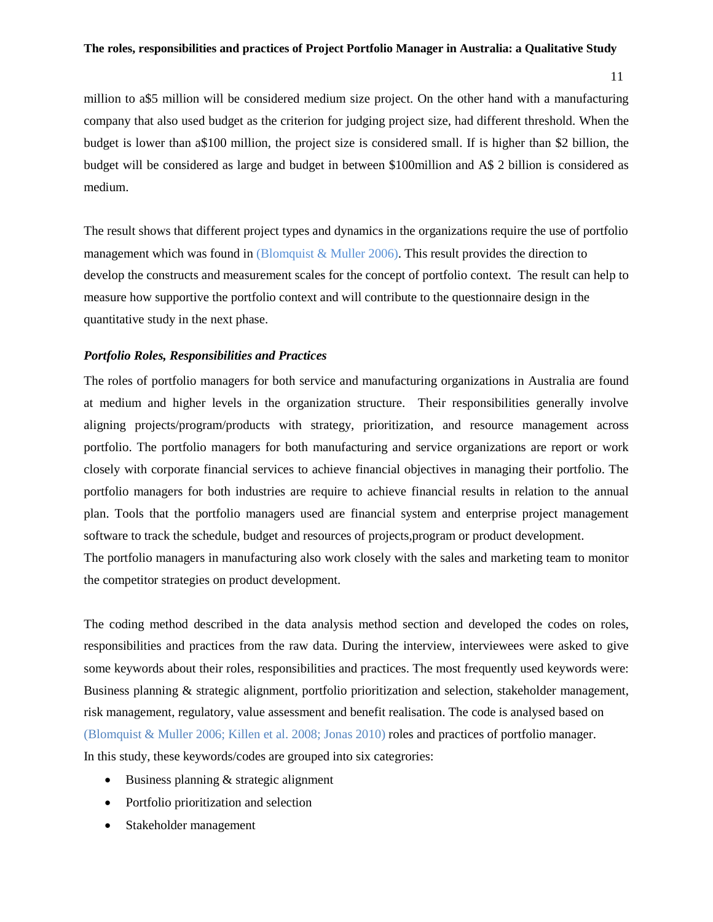million to a$5 million will be considered medium size project. On the other hand with a manufacturing company that also used budget as the criterion for judging project size, had different threshold. When the budget is lower than a$100 million, the project size is considered small. If is higher than $2 billion, the budget will be considered as large and budget in between $100million and A$ 2 billion is considered as medium.

The result shows that different project types and dynamics in the organizations require the use of portfolio management which was found in (Blomquist & Muller 2006). This result provides the direction to develop the constructs and measurement scales for the concept of portfolio context. The result can help to measure how supportive the portfolio context and will contribute to the questionnaire design in the quantitative study in the next phase.

***Portfolio Roles, Responsibilities and Practices***

The roles of portfolio managers for both service and manufacturing organizations in Australia are found at medium and higher levels in the organization structure. Their responsibilities generally involve aligning projects/program/products with strategy, prioritization, and resource management across portfolio. The portfolio managers for both manufacturing and service organizations are report or work closely with corporate financial services to achieve financial objectives in managing their portfolio. The portfolio managers for both industries are require to achieve financial results in relation to the annual plan. Tools that the portfolio managers used are financial system and enterprise project management software to track the schedule, budget and resources of projects,program or product development.

The portfolio managers in manufacturing also work closely with the sales and marketing team to monitor the competitor strategies on product development.

The coding method described in the data analysis method section and developed the codes on roles, responsibilities and practices from the raw data. During the interview, interviewees were asked to give some keywords about their roles, responsibilities and practices. The most frequently used keywords were: Business planning & strategic alignment, portfolio prioritization and selection, stakeholder management, risk management, regulatory, value assessment and benefit realisation. The code is analysed based on (Blomquist & Muller 2006; Killen et al. 2008; Jonas 2010) roles and practices of portfolio manager.

In this study, these keywords/codes are grouped into six categories:

- Business planning & strategic alignment
- Portfolio prioritization and selection
- Stakeholder management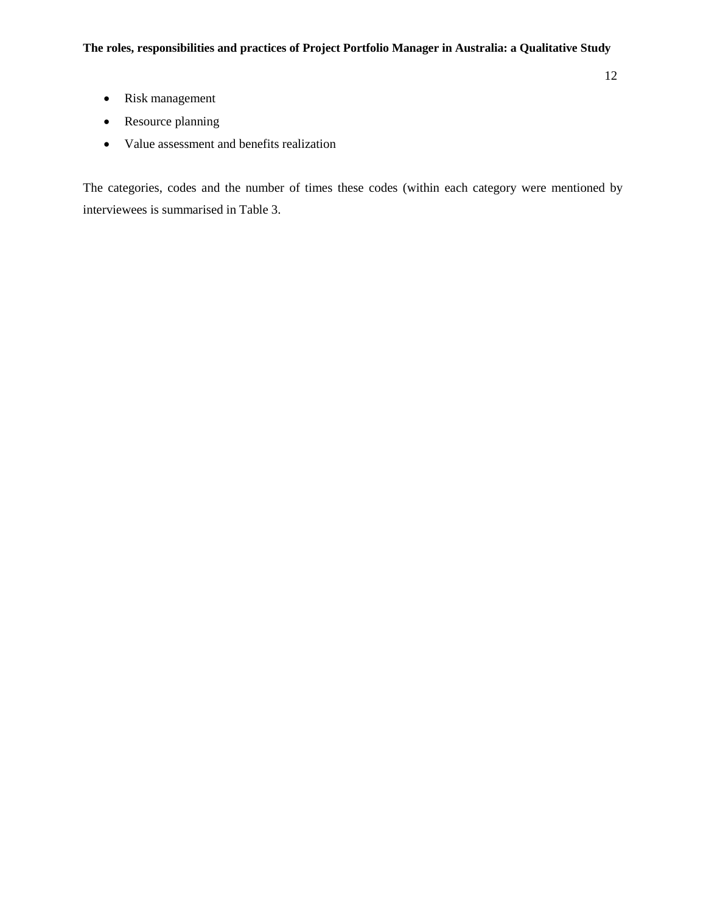- Risk management
- Resource planning
- Value assessment and benefits realization

The categories, codes and the number of times these codes (within each category were mentioned by interviewees is summarised in Table 3.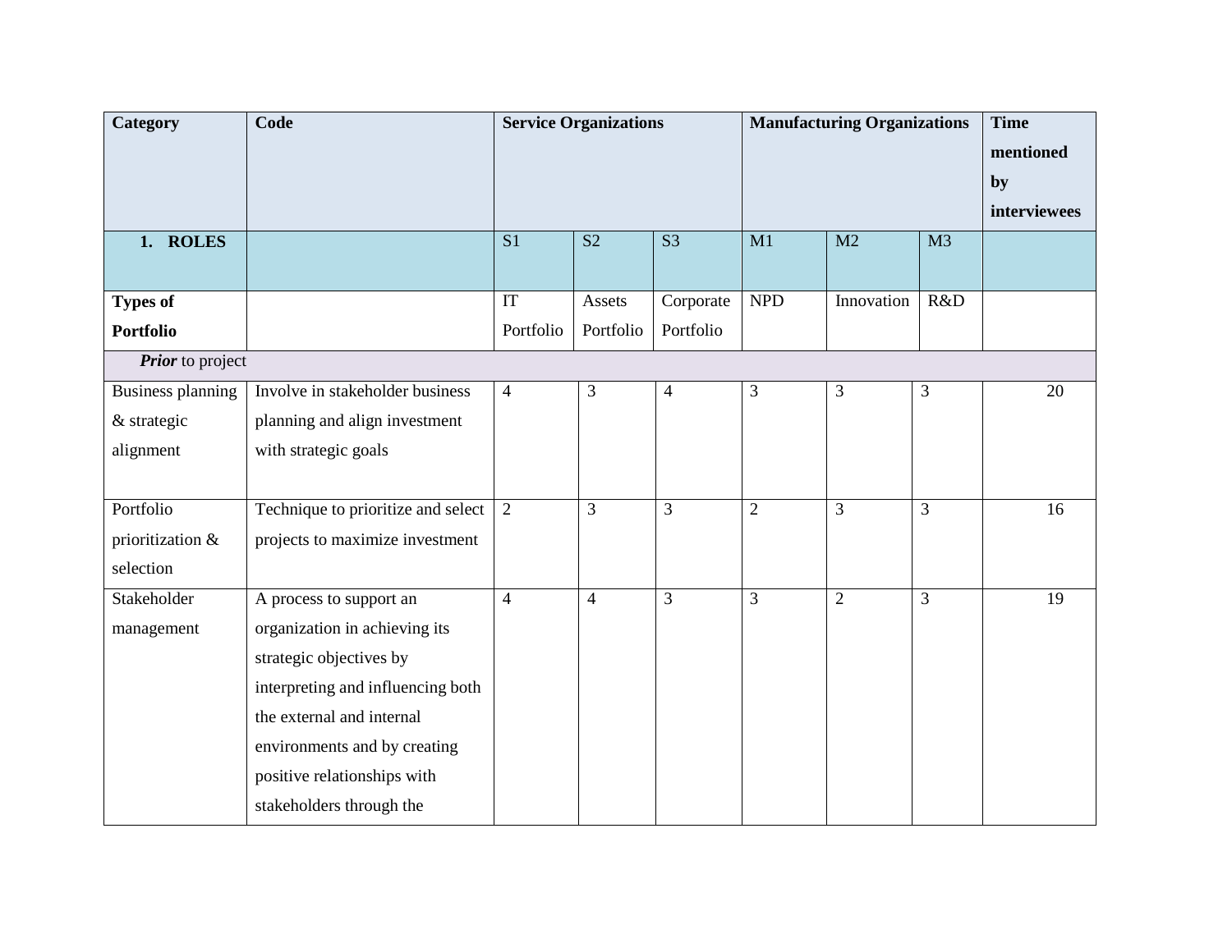| Category | Code | Service Organizations | | | Manufacturing Organizations | | | Time mentioned by interviewees |
|---|---|---|---|---|---|---|---|---|
| **1. ROLES** | | S1 | S2 | S3 | M1 | M2 | M3 | |
| **Types of Portfolio** | | IT Portfolio | Assets Portfolio | Corporate Portfolio | NPD | Innovation | R&D | |
| ***Prior*** to project | | | | | | | | |
| Business planning & strategic alignment | Involve in stakeholder business planning and align investment with strategic goals | 4 | 3 | 4 | 3 | 3 | 3 | 20 |
| Portfolio prioritization & selection | Technique to prioritize and select projects to maximize investment | 2 | 3 | 3 | 2 | 3 | 3 | 16 |
| Stakeholder management | A process to support an organization in achieving its strategic objectives by interpreting and influencing both the external and internal environments and by creating positive relationships with stakeholders through the | 4 | 4 | 3 | 3 | 2 | 3 | 19 |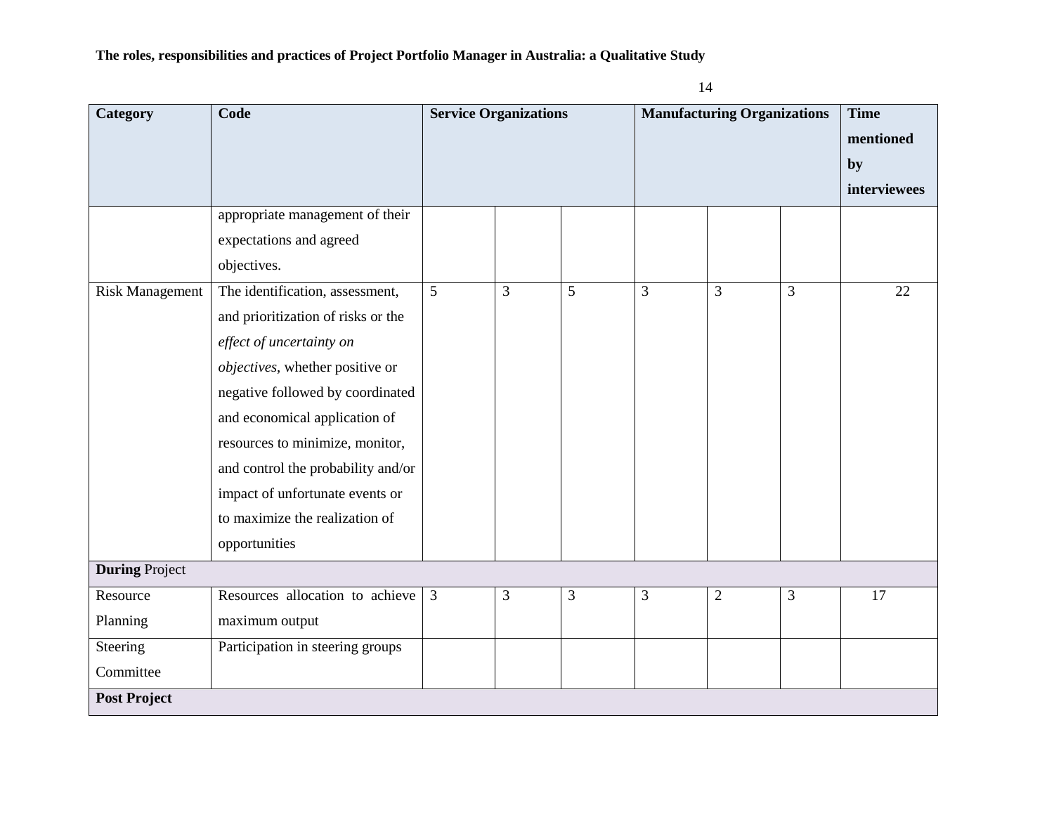| Category | Code | Service Organizations | | | Manufacturing Organizations | | | Time mentioned by interviewees |
|---|---|---|---|---|---|---|---|---|
| | appropriate management of their expectations and agreed objectives. | | | | | | | |
| Risk Management | The identification, assessment, and prioritization of risks or the *effect of uncertainty on objectives*, whether positive or negative followed by coordinated and economical application of resources to minimize, monitor, and control the probability and/or impact of unfortunate events or to maximize the realization of opportunities | 5 | 3 | 5 | 3 | 3 | 3 | 22 |
| **During** Project | | | | | | | | |
| Resource Planning | Resources allocation to achieve maximum output | 3 | 3 | 3 | 3 | 2 | 3 | 17 |
| Steering Committee | Participation in steering groups | | | | | | | |
| **Post Project** | | | | | | | | |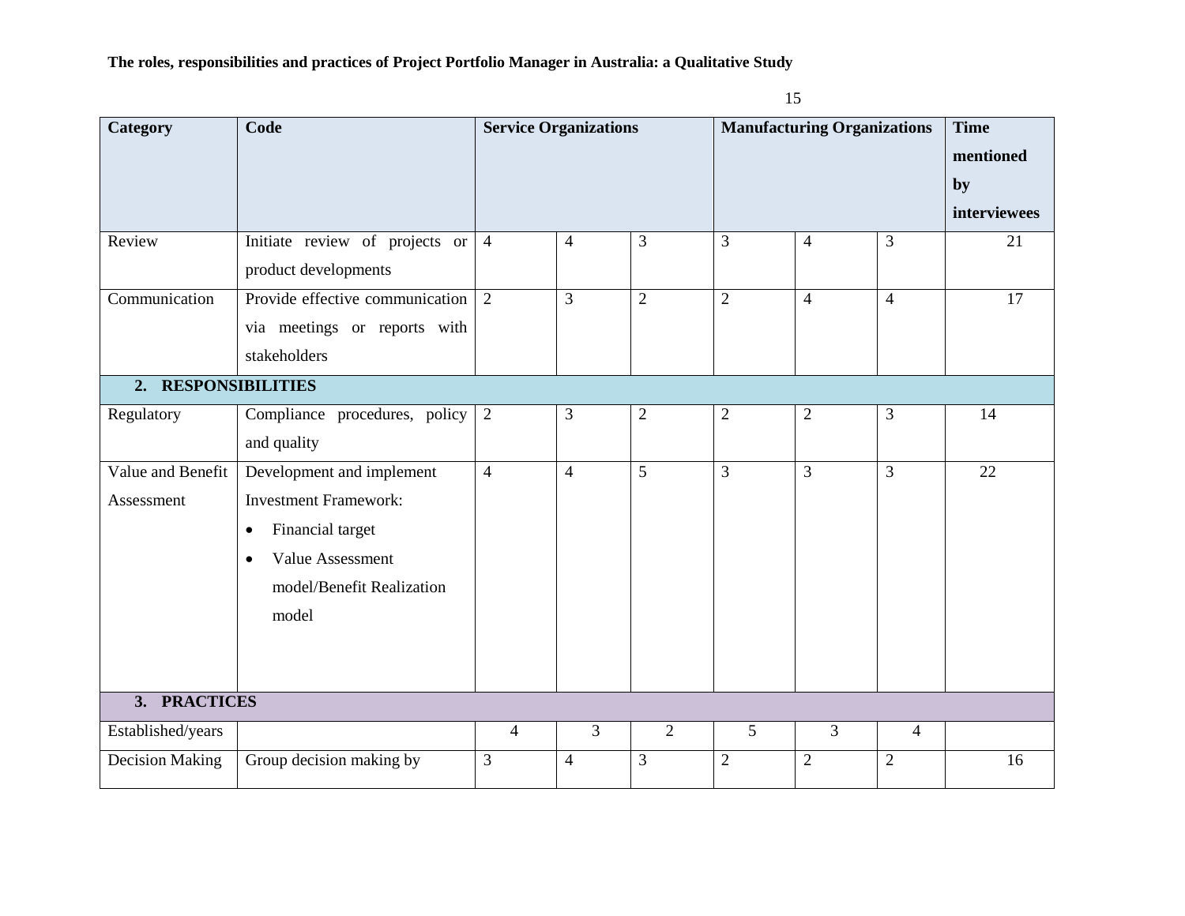| Category | Code | Service Organizations | | | Manufacturing Organizations | | | Time mentioned by interviewees |
|---|---|---|---|---|---|---|---|---|
| Review | Initiate review of projects or product developments | 4 | 4 | 3 | 3 | 4 | 3 | 21 |
| Communication | Provide effective communication via meetings or reports with stakeholders | 2 | 3 | 2 | 2 | 4 | 4 | 17 |
| **2. RESPONSIBILITIES** | | | | | | | | |
| Regulatory | Compliance procedures, policy and quality | 2 | 3 | 2 | 2 | 2 | 3 | 14 |
| Value and Benefit Assessment | Development and implement Investment Framework: • Financial target • Value Assessment model/Benefit Realization model | 4 | 4 | 5 | 3 | 3 | 3 | 22 |
| **3. PRACTICES** | | | | | | | | |
| Established/years | | 4 | 3 | 2 | 5 | 3 | 4 | |
| Decision Making | Group decision making by | 3 | 4 | 3 | 2 | 2 | 2 | 16 |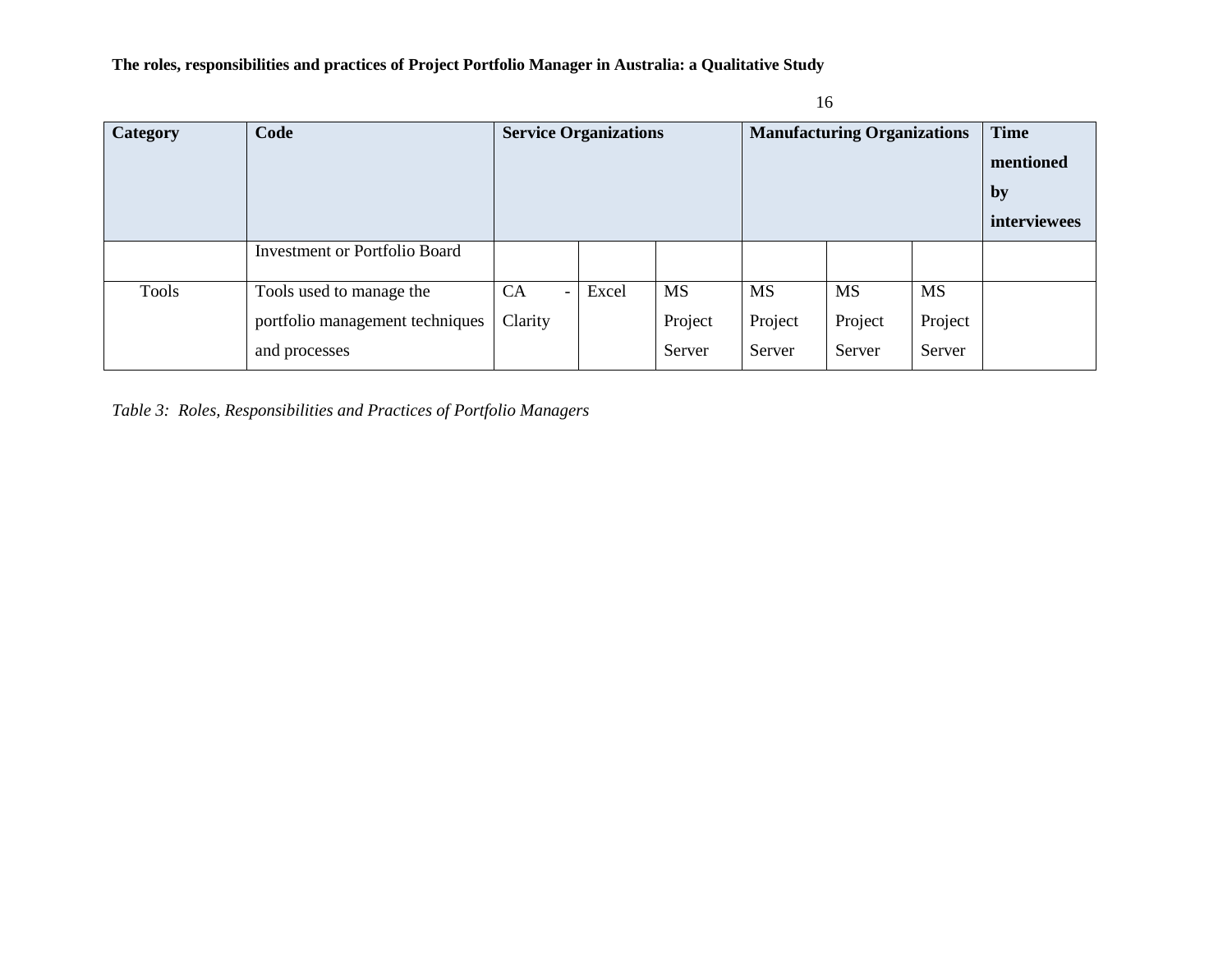| Category | Code | Service Organizations | | | Manufacturing Organizations | | | Time mentioned by interviewees |
|---|---|---|---|---|---|---|---|---|
| | Investment or Portfolio Board | | | | | | | |
| Tools | Tools used to manage the portfolio management techniques and processes | CA - Clarity | Excel | MS Project Server | MS Project Server | MS Project Server | MS Project Server | |

*Table 3: Roles, Responsibilities and Practices of Portfolio Managers*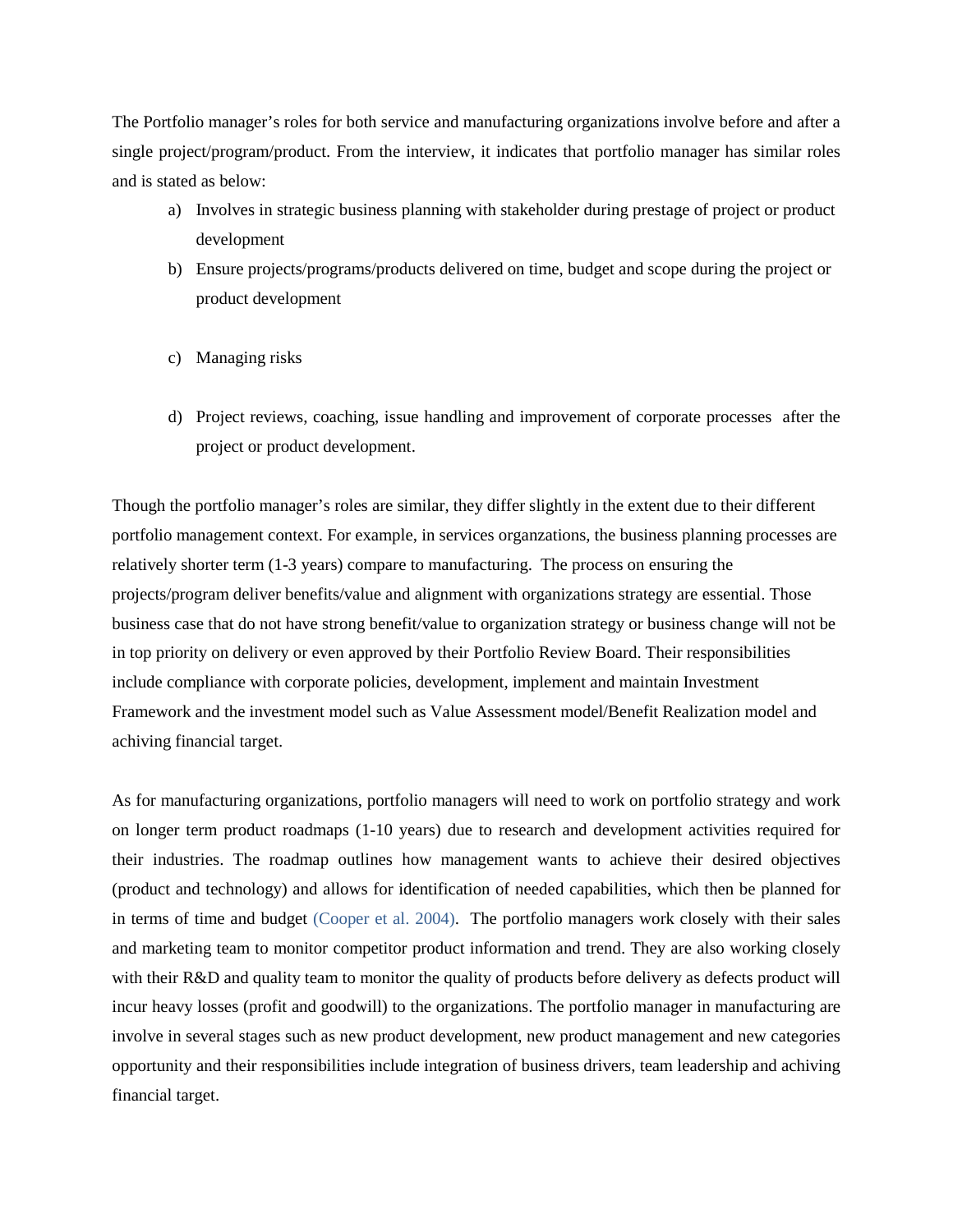The Portfolio manager's roles for both service and manufacturing organizations involve before and after a single project/program/product. From the interview, it indicates that portfolio manager has similar roles and is stated as below:

a) Involves in strategic business planning with stakeholder during prestage of project or product development
b) Ensure projects/programs/products delivered on time, budget and scope during the project or product development
c) Managing risks
d) Project reviews, coaching, issue handling and improvement of corporate processes after the project or product development.

Though the portfolio manager's roles are similar, they differ slightly in the extent due to their different portfolio management context. For example, in services organzations, the business planning processes are relatively shorter term (1-3 years) compare to manufacturing. The process on ensuring the projects/program deliver benefits/value and alignment with organizations strategy are essential. Those business case that do not have strong benefit/value to organization strategy or business change will not be in top priority on delivery or even approved by their Portfolio Review Board. Their responsibilities include compliance with corporate policies, development, implement and maintain Investment Framework and the investment model such as Value Assessment model/Benefit Realization model and achiving financial target.

As for manufacturing organizations, portfolio managers will need to work on portfolio strategy and work on longer term product roadmaps (1-10 years) due to research and development activities required for their industries. The roadmap outlines how management wants to achieve their desired objectives (product and technology) and allows for identification of needed capabilities, which then be planned for in terms of time and budget (Cooper et al. 2004). The portfolio managers work closely with their sales and marketing team to monitor competitor product information and trend. They are also working closely with their R&D and quality team to monitor the quality of products before delivery as defects product will incur heavy losses (profit and goodwill) to the organizations. The portfolio manager in manufacturing are involve in several stages such as new product development, new product management and new categories opportunity and their responsibilities include integration of business drivers, team leadership and achiving financial target.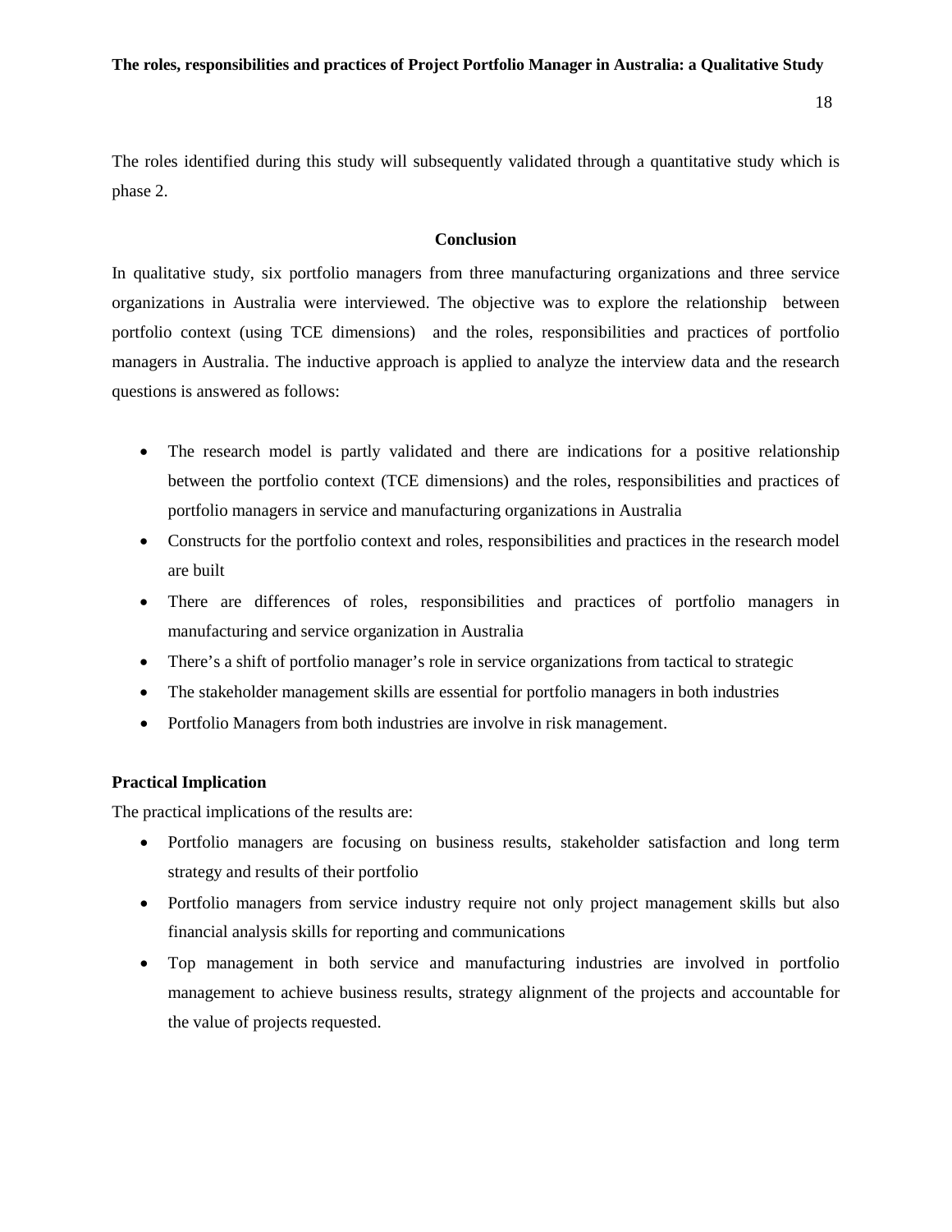The roles identified during this study will subsequently validated through a quantitative study which is phase 2.

## Conclusion

In qualitative study, six portfolio managers from three manufacturing organizations and three service organizations in Australia were interviewed. The objective was to explore the relationship between portfolio context (using TCE dimensions) and the roles, responsibilities and practices of portfolio managers in Australia. The inductive approach is applied to analyze the interview data and the research questions is answered as follows:

- The research model is partly validated and there are indications for a positive relationship between the portfolio context (TCE dimensions) and the roles, responsibilities and practices of portfolio managers in service and manufacturing organizations in Australia
- Constructs for the portfolio context and roles, responsibilities and practices in the research model are built
- There are differences of roles, responsibilities and practices of portfolio managers in manufacturing and service organization in Australia
- There's a shift of portfolio manager's role in service organizations from tactical to strategic
- The stakeholder management skills are essential for portfolio managers in both industries
- Portfolio Managers from both industries are involve in risk management.

### Practical Implication

The practical implications of the results are:

- Portfolio managers are focusing on business results, stakeholder satisfaction and long term strategy and results of their portfolio
- Portfolio managers from service industry require not only project management skills but also financial analysis skills for reporting and communications
- Top management in both service and manufacturing industries are involved in portfolio management to achieve business results, strategy alignment of the projects and accountable for the value of projects requested.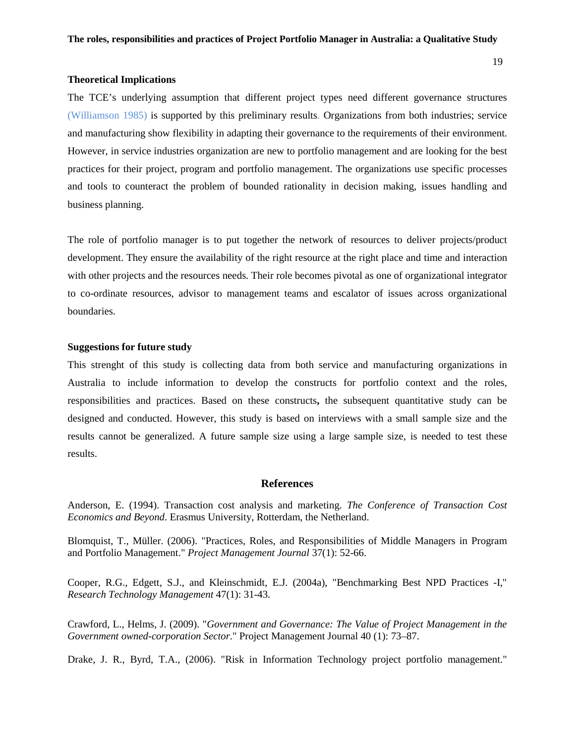### Theoretical Implications

The TCE's underlying assumption that different project types need different governance structures (Williamson 1985) is supported by this preliminary results. Organizations from both industries; service and manufacturing show flexibility in adapting their governance to the requirements of their environment. However, in service industries organization are new to portfolio management and are looking for the best practices for their project, program and portfolio management. The organizations use specific processes and tools to counteract the problem of bounded rationality in decision making, issues handling and business planning.

The role of portfolio manager is to put together the network of resources to deliver projects/product development. They ensure the availability of the right resource at the right place and time and interaction with other projects and the resources needs. Their role becomes pivotal as one of organizational integrator to co-ordinate resources, advisor to management teams and escalator of issues across organizational boundaries.

### Suggestions for future study

This strenght of this study is collecting data from both service and manufacturing organizations in Australia to include information to develop the constructs for portfolio context and the roles, responsibilities and practices. Based on these constructs**,** the subsequent quantitative study can be designed and conducted. However, this study is based on interviews with a small sample size and the results cannot be generalized. A future sample size using a large sample size, is needed to test these results.

## References

Anderson, E. (1994). Transaction cost analysis and marketing. *The Conference of Transaction Cost Economics and Beyond*. Erasmus University, Rotterdam, the Netherland.

Blomquist, T., Müller. (2006). "Practices, Roles, and Responsibilities of Middle Managers in Program and Portfolio Management." *Project Management Journal* 37(1): 52-66.

Cooper, R.G., Edgett, S.J., and Kleinschmidt, E.J. (2004a), "Benchmarking Best NPD Practices -I," *Research Technology Management* 47(1): 31-43.

Crawford, L., Helms, J. (2009). "*Government and Governance: The Value of Project Management in the Government owned-corporation Sector*." Project Management Journal 40 (1): 73–87.

Drake, J. R., Byrd, T.A., (2006). "Risk in Information Technology project portfolio management."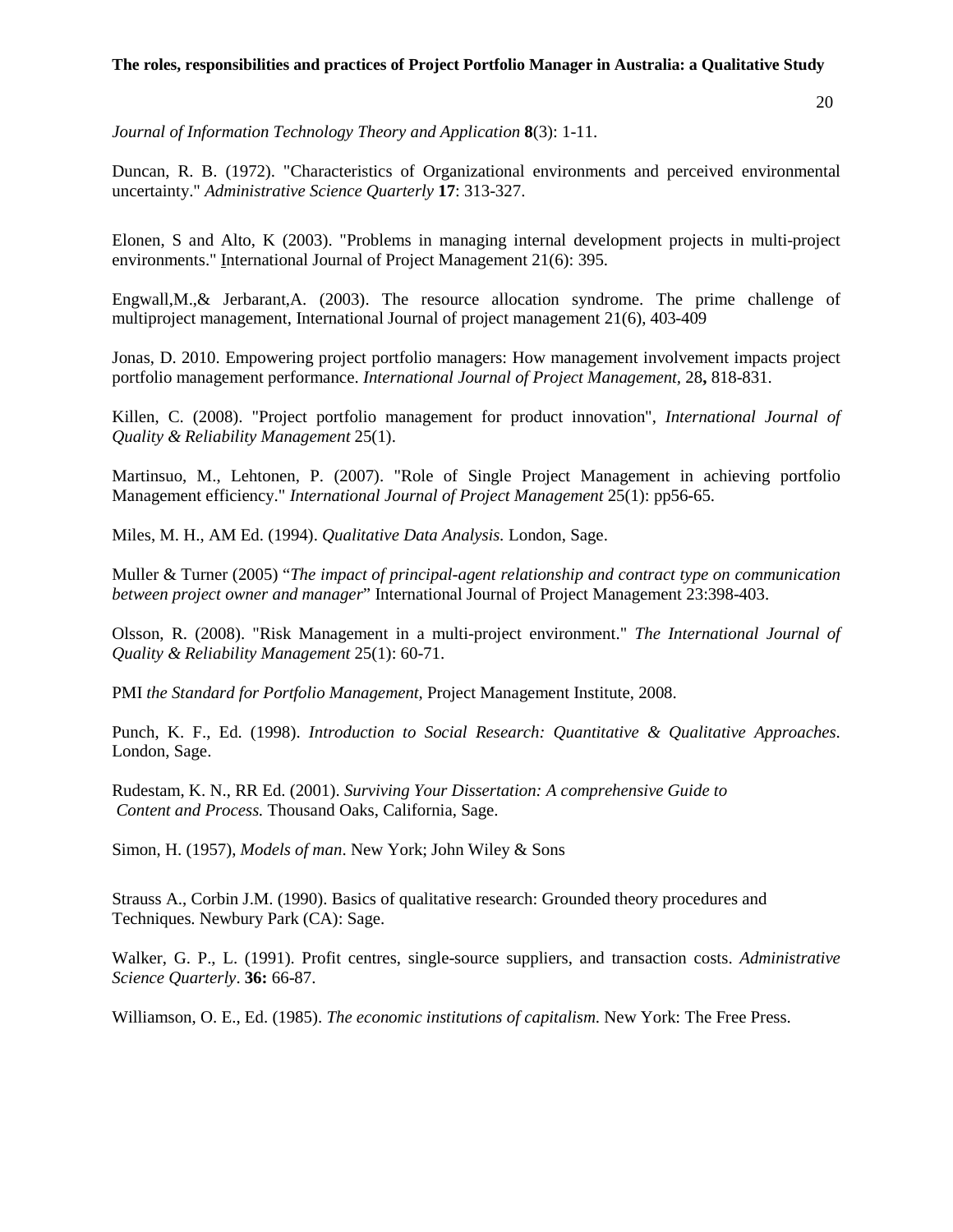*Journal of Information Technology Theory and Application* **8**(3): 1-11.

Duncan, R. B. (1972). "Characteristics of Organizational environments and perceived environmental uncertainty." *Administrative Science Quarterly* **17**: 313-327.

Elonen, S and Alto, K (2003). "Problems in managing internal development projects in multi-project environments." International Journal of Project Management 21(6): 395.

Engwall,M.,& Jerbarant,A. (2003). The resource allocation syndrome. The prime challenge of multiproject management, International Journal of project management 21(6), 403-409

Jonas, D. 2010. Empowering project portfolio managers: How management involvement impacts project portfolio management performance. *International Journal of Project Management,* 28**,** 818-831.

Killen, C. (2008). "Project portfolio management for product innovation", *International Journal of Quality & Reliability Management* 25(1).

Martinsuo, M., Lehtonen, P. (2007). "Role of Single Project Management in achieving portfolio Management efficiency." *International Journal of Project Management* 25(1): pp56-65.

Miles, M. H., AM Ed. (1994). *Qualitative Data Analysis.* London, Sage.

Muller & Turner (2005) "*The impact of principal-agent relationship and contract type on communication between project owner and manager*" International Journal of Project Management 23:398-403.

Olsson, R. (2008). "Risk Management in a multi-project environment." *The International Journal of Quality & Reliability Management* 25(1): 60-71.

PMI *the Standard for Portfolio Management*, Project Management Institute, 2008.

Punch, K. F., Ed. (1998). *Introduction to Social Research: Quantitative & Qualitative Approaches*. London, Sage.

Rudestam, K. N., RR Ed. (2001). *Surviving Your Dissertation: A comprehensive Guide to Content and Process.* Thousand Oaks, California, Sage.

Simon, H. (1957), *Models of man*. New York; John Wiley & Sons

Strauss A., Corbin J.M. (1990). Basics of qualitative research: Grounded theory procedures and Techniques. Newbury Park (CA): Sage.

Walker, G. P., L. (1991). Profit centres, single-source suppliers, and transaction costs. *Administrative Science Quarterly*. **36:** 66-87.

Williamson, O. E., Ed. (1985). *The economic institutions of capitalism*. New York: The Free Press.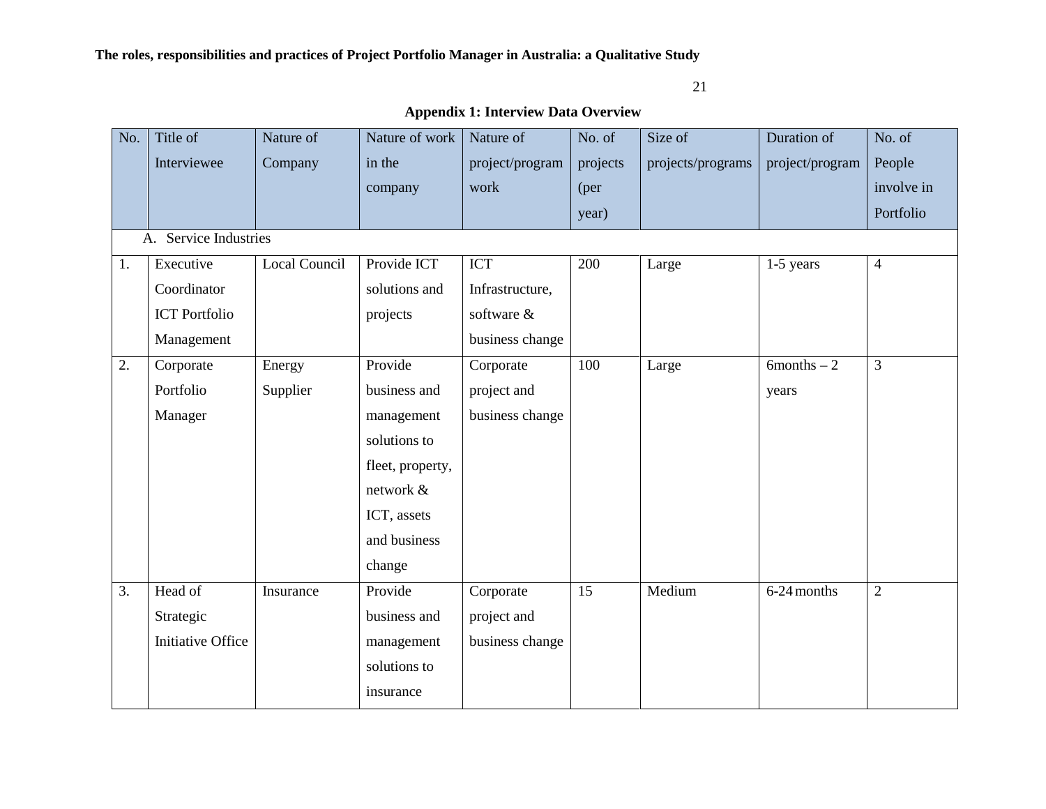## Appendix 1: Interview Data Overview

| No. | Title of Interviewee | Nature of Company | Nature of work in the company | Nature of project/program work | No. of projects (per year) | Size of projects/programs | Duration of project/program | No. of People involve in Portfolio |
|---|---|---|---|---|---|---|---|---|
| A. Service Industries | | | | | | | | |
| 1. | Executive Coordinator ICT Portfolio Management | Local Council | Provide ICT solutions and projects | ICT Infrastructure, software & business change | 200 | Large | 1-5 years | 4 |
| 2. | Corporate Portfolio Manager | Energy Supplier | Provide business and management solutions to fleet, property, network & ICT, assets and business change | Corporate project and business change | 100 | Large | 6months – 2 years | 3 |
| 3. | Head of Strategic Initiative Office | Insurance | Provide business and management solutions to insurance | Corporate project and business change | 15 | Medium | 6-24 months | 2 |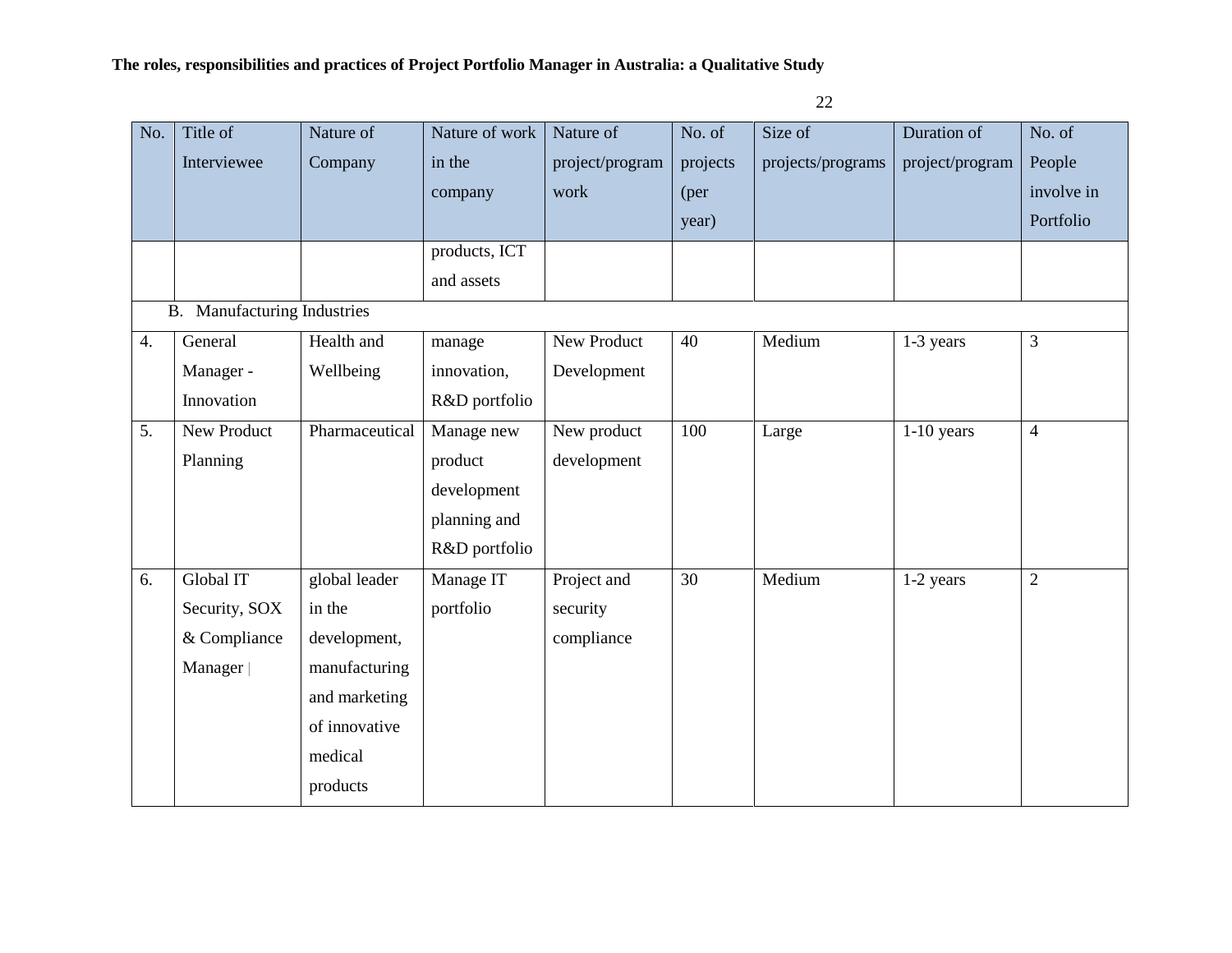| No. | Title of Interviewee | Nature of Company | Nature of work in the company | Nature of project/program work | No. of projects (per year) | Size of projects/programs | Duration of project/program | No. of People involve in Portfolio |
|---|---|---|---|---|---|---|---|---|
| | | | products, ICT and assets | | | | | |
| B. Manufacturing Industries | | | | | | | | |
| 4. | General Manager - Innovation | Health and Wellbeing | manage innovation, R&D portfolio | New Product Development | 40 | Medium | 1-3 years | 3 |
| 5. | New Product Planning | Pharmaceutical | Manage new product development planning and R&D portfolio | New product development | 100 | Large | 1-10 years | 4 |
| 6. | Global IT Security, SOX & Compliance Manager | global leader in the development, manufacturing and marketing of innovative medical products | Manage IT portfolio | Project and security compliance | 30 | Medium | 1-2 years | 2 |